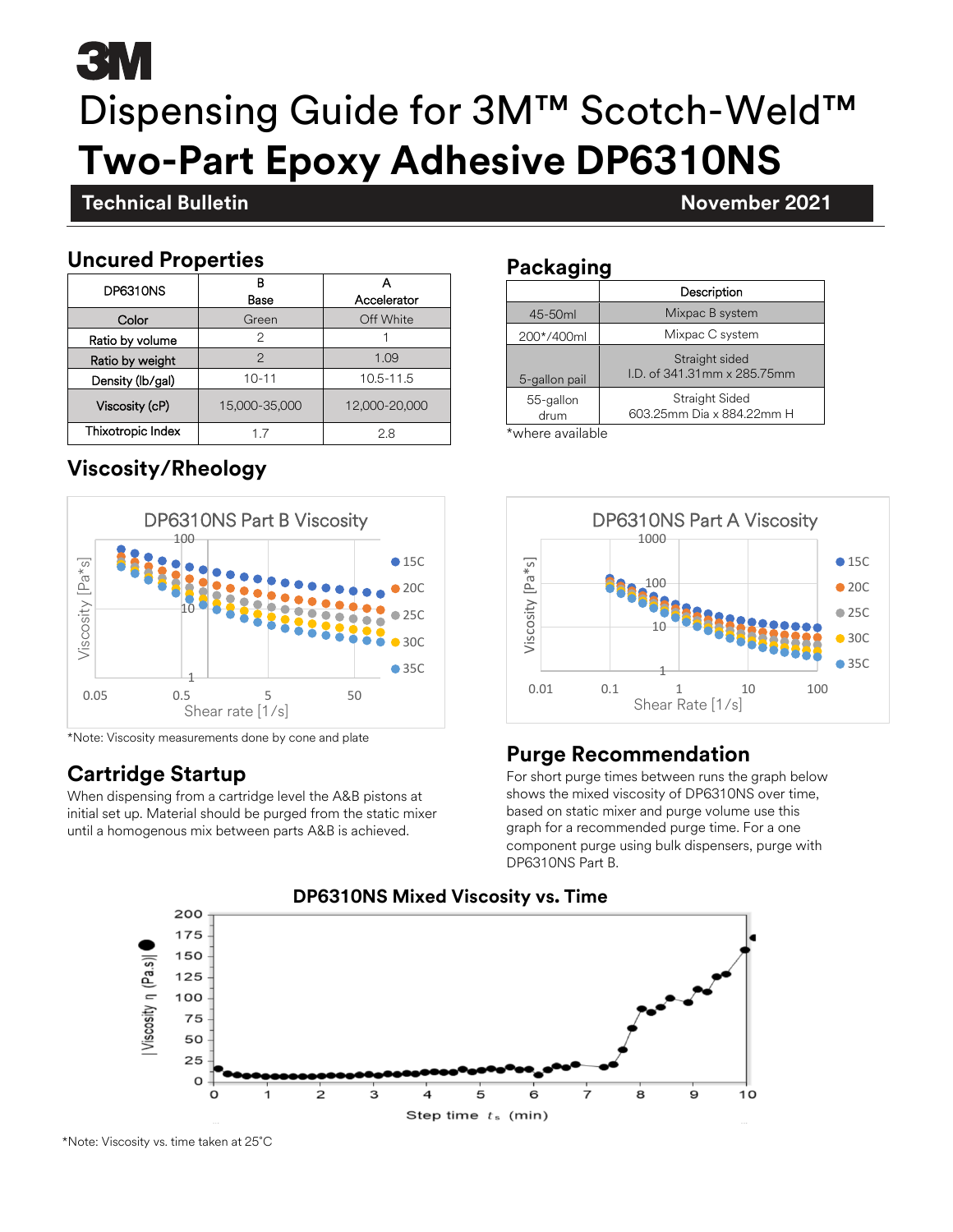3M

# Dispensing Guide for 3M™ Scotch-Weld™ **Two-Part Epoxy Adhesive DP6310NS**

**Technical Bulletin** **November 2021**

## Uncured Properties

| DP6310NS | B<br>Base | A<br>Accelerator |
|---|---|---|
| Color | Green | Off White |
| Ratio by volume | 2 | 1 |
| Ratio by weight | 2 | 1.09 |
| Density (lb/gal) | 10-11 | 10.5-11.5 |
| Viscosity (cP) | 15,000-35,000 | 12,000-20,000 |
| Thixotropic Index | 1.7 | 2.8 |

## Packaging

| | Description |
|---|---|
| 45-50ml | Mixpac B system |
| 200*/400ml | Mixpac C system |
| 5-gallon pail | Straight sided<br>I.D. of 341.31mm x 285.75mm |
| 55-gallon drum | Straight Sided<br>603.25mm Dia x 884.22mm H |

*where available

## Viscosity/Rheology

*Note: Viscosity measurements done by cone and plate

## Cartridge Startup

When dispensing from a cartridge level the A&B pistons at initial set up. Material should be purged from the static mixer until a homogenous mix between parts A&B is achieved.

## Purge Recommendation

For short purge times between runs the graph below shows the mixed viscosity of DP6310NS over time, based on static mixer and purge volume use this graph for a recommended purge time. For a one component purge using bulk dispensers, purge with DP6310NS Part B.

*Note: Viscosity vs. time taken at 25°C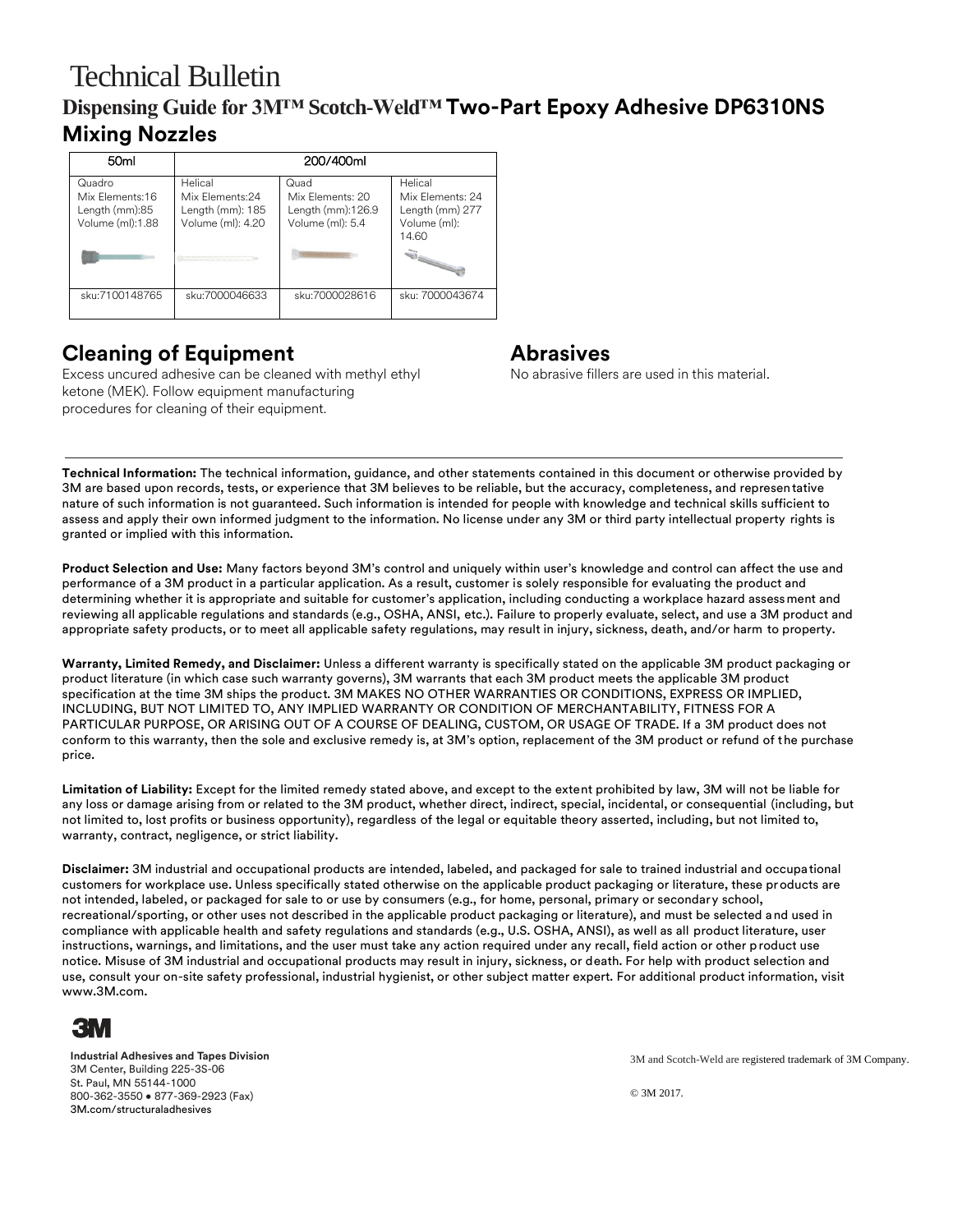# Technical Bulletin

## Dispensing Guide for 3M™ Scotch-Weld™ Two-Part Epoxy Adhesive DP6310NS

## Mixing Nozzles

| 50ml | 200/400ml | | |
|---|---|---|---|
| Quadro<br>Mix Elements:16<br>Length (mm):85<br>Volume (ml):1.88 | Helical<br>Mix Elements:24<br>Length (mm): 185<br>Volume (ml): 4.20 | Quad<br>Mix Elements: 20<br>Length (mm):126.9<br>Volume (ml): 5.4 | Helical<br>Mix Elements: 24<br>Length (mm) 277<br>Volume (ml): 14.60 |
| sku:7100148765 | sku:7000046633 | sku:7000028616 | sku: 7000043674 |

## Cleaning of Equipment

Excess uncured adhesive can be cleaned with methyl ethyl ketone (MEK). Follow equipment manufacturing procedures for cleaning of their equipment.

## Abrasives

No abrasive fillers are used in this material.

---

**Technical Information:** The technical information, guidance, and other statements contained in this document or otherwise provided by 3M are based upon records, tests, or experience that 3M believes to be reliable, but the accuracy, completeness, and representative nature of such information is not guaranteed. Such information is intended for people with knowledge and technical skills sufficient to assess and apply their own informed judgment to the information. No license under any 3M or third party intellectual property rights is granted or implied with this information.

**Product Selection and Use:** Many factors beyond 3M's control and uniquely within user's knowledge and control can affect the use and performance of a 3M product in a particular application. As a result, customer is solely responsible for evaluating the product and determining whether it is appropriate and suitable for customer's application, including conducting a workplace hazard assessment and reviewing all applicable regulations and standards (e.g., OSHA, ANSI, etc.). Failure to properly evaluate, select, and use a 3M product and appropriate safety products, or to meet all applicable safety regulations, may result in injury, sickness, death, and/or harm to property.

**Warranty, Limited Remedy, and Disclaimer:** Unless a different warranty is specifically stated on the applicable 3M product packaging or product literature (in which case such warranty governs), 3M warrants that each 3M product meets the applicable 3M product specification at the time 3M ships the product. 3M MAKES NO OTHER WARRANTIES OR CONDITIONS, EXPRESS OR IMPLIED, INCLUDING, BUT NOT LIMITED TO, ANY IMPLIED WARRANTY OR CONDITION OF MERCHANTABILITY, FITNESS FOR A PARTICULAR PURPOSE, OR ARISING OUT OF A COURSE OF DEALING, CUSTOM, OR USAGE OF TRADE. If a 3M product does not conform to this warranty, then the sole and exclusive remedy is, at 3M's option, replacement of the 3M product or refund of the purchase price.

**Limitation of Liability:** Except for the limited remedy stated above, and except to the extent prohibited by law, 3M will not be liable for any loss or damage arising from or related to the 3M product, whether direct, indirect, special, incidental, or consequential (including, but not limited to, lost profits or business opportunity), regardless of the legal or equitable theory asserted, including, but not limited to, warranty, contract, negligence, or strict liability.

**Disclaimer:** 3M industrial and occupational products are intended, labeled, and packaged for sale to trained industrial and occupational customers for workplace use. Unless specifically stated otherwise on the applicable product packaging or literature, these products are not intended, labeled, or packaged for sale to or use by consumers (e.g., for home, personal, primary or secondary school, recreational/sporting, or other uses not described in the applicable product packaging or literature), and must be selected and used in compliance with applicable health and safety regulations and standards (e.g., U.S. OSHA, ANSI), as well as all product literature, user instructions, warnings, and limitations, and the user must take any action required under any recall, field action or other product use notice. Misuse of 3M industrial and occupational products may result in injury, sickness, or death. For help with product selection and use, consult your on-site safety professional, industrial hygienist, or other subject matter expert. For additional product information, visit www.3M.com.

3M

**Industrial Adhesives and Tapes Division**
3M Center, Building 225-3S-06
St. Paul, MN 55144-1000
800-362-3550 • 877-369-2923 (Fax)
3M.com/structuraladhesives

3M and Scotch-Weld are registered trademark of 3M Company.

© 3M 2017.